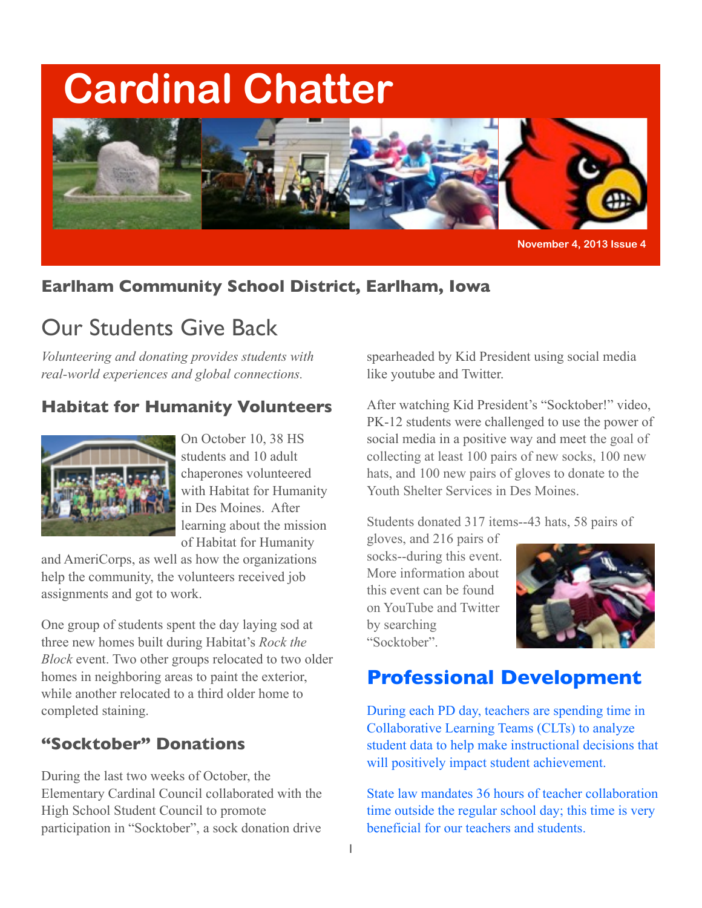# Cardinal Chatter

November 4, 2013 Issue 4

**Earlham Community School District, Earlham, Iowa**

## Our Students Give Back

*Volunteering and donating provides students with real-world experiences and global connections.*

### Habitat for Humanity Volunteers

On October 10, 38 HS students and 10 adult chaperones volunteered with Habitat for Humanity in Des Moines. After learning about the mission of Habitat for Humanity and AmeriCorps, as well as how the organizations help the community, the volunteers received job assignments and got to work.

One group of students spent the day laying sod at three new homes built during Habitat's *Rock the Block* event. Two other groups relocated to two older homes in neighboring areas to paint the exterior, while another relocated to a third older home to completed staining.

### "Socktober" Donations

During the last two weeks of October, the Elementary Cardinal Council collaborated with the High School Student Council to promote participation in "Socktober", a sock donation drive spearheaded by Kid President using social media like youtube and Twitter.

After watching Kid President's "Socktober!" video, PK-12 students were challenged to use the power of social media in a positive way and meet the goal of collecting at least 100 pairs of new socks, 100 new hats, and 100 new pairs of gloves to donate to the Youth Shelter Services in Des Moines.

Students donated 317 items--43 hats, 58 pairs of gloves, and 216 pairs of socks--during this event. More information about this event can be found on YouTube and Twitter by searching "Socktober".

## Professional Development

During each PD day, teachers are spending time in Collaborative Learning Teams (CLTs) to analyze student data to help make instructional decisions that will positively impact student achievement.

State law mandates 36 hours of teacher collaboration time outside the regular school day; this time is very beneficial for our teachers and students.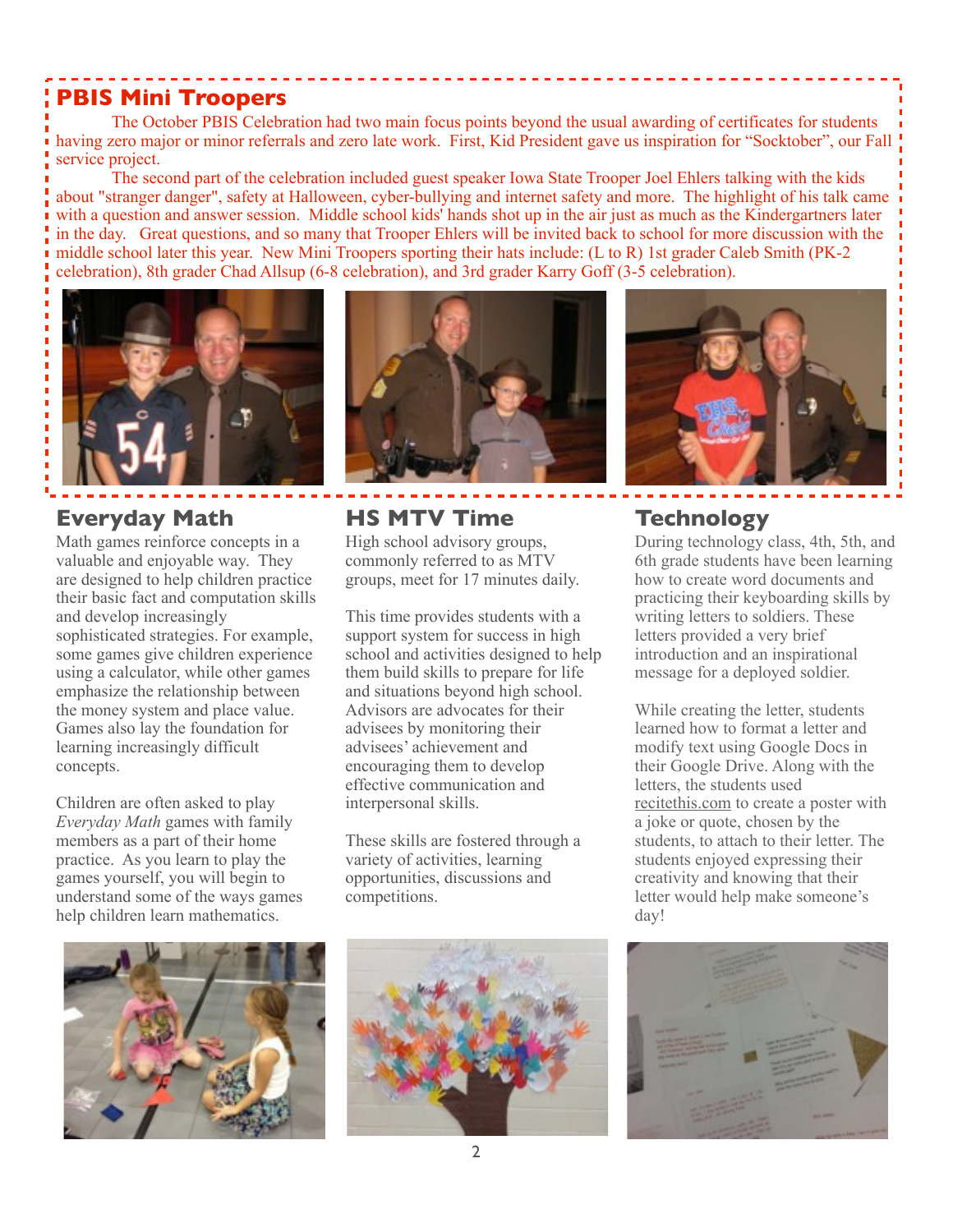## PBIS Mini Troopers

The October PBIS Celebration had two main focus points beyond the usual awarding of certificates for students having zero major or minor referrals and zero late work. First, Kid President gave us inspiration for "Socktober", our Fall service project.

The second part of the celebration included guest speaker Iowa State Trooper Joel Ehlers talking with the kids about "stranger danger", safety at Halloween, cyber-bullying and internet safety and more. The highlight of his talk came with a question and answer session. Middle school kids' hands shot up in the air just as much as the Kindergartners later in the day. Great questions, and so many that Trooper Ehlers will be invited back to school for more discussion with the middle school later this year. New Mini Troopers sporting their hats include: (L to R) 1st grader Caleb Smith (PK-2 celebration), 8th grader Chad Allsup (6-8 celebration), and 3rd grader Karry Goff (3-5 celebration).

## Everyday Math

Math games reinforce concepts in a valuable and enjoyable way. They are designed to help children practice their basic fact and computation skills and develop increasingly sophisticated strategies. For example, some games give children experience using a calculator, while other games emphasize the relationship between the money system and place value. Games also lay the foundation for learning increasingly difficult concepts.

Children are often asked to play *Everyday Math* games with family members as a part of their home practice. As you learn to play the games yourself, you will begin to understand some of the ways games help children learn mathematics.

## HS MTV Time

High school advisory groups, commonly referred to as MTV groups, meet for 17 minutes daily.

This time provides students with a support system for success in high school and activities designed to help them build skills to prepare for life and situations beyond high school. Advisors are advocates for their advisees by monitoring their advisees' achievement and encouraging them to develop effective communication and interpersonal skills.

These skills are fostered through a variety of activities, learning opportunities, discussions and competitions.

## Technology

During technology class, 4th, 5th, and 6th grade students have been learning how to create word documents and practicing their keyboarding skills by writing letters to soldiers. These letters provided a very brief introduction and an inspirational message for a deployed soldier.

While creating the letter, students learned how to format a letter and modify text using Google Docs in their Google Drive. Along with the letters, the students used recitethis.com to create a poster with a joke or quote, chosen by the students, to attach to their letter. The students enjoyed expressing their creativity and knowing that their letter would help make someone's day!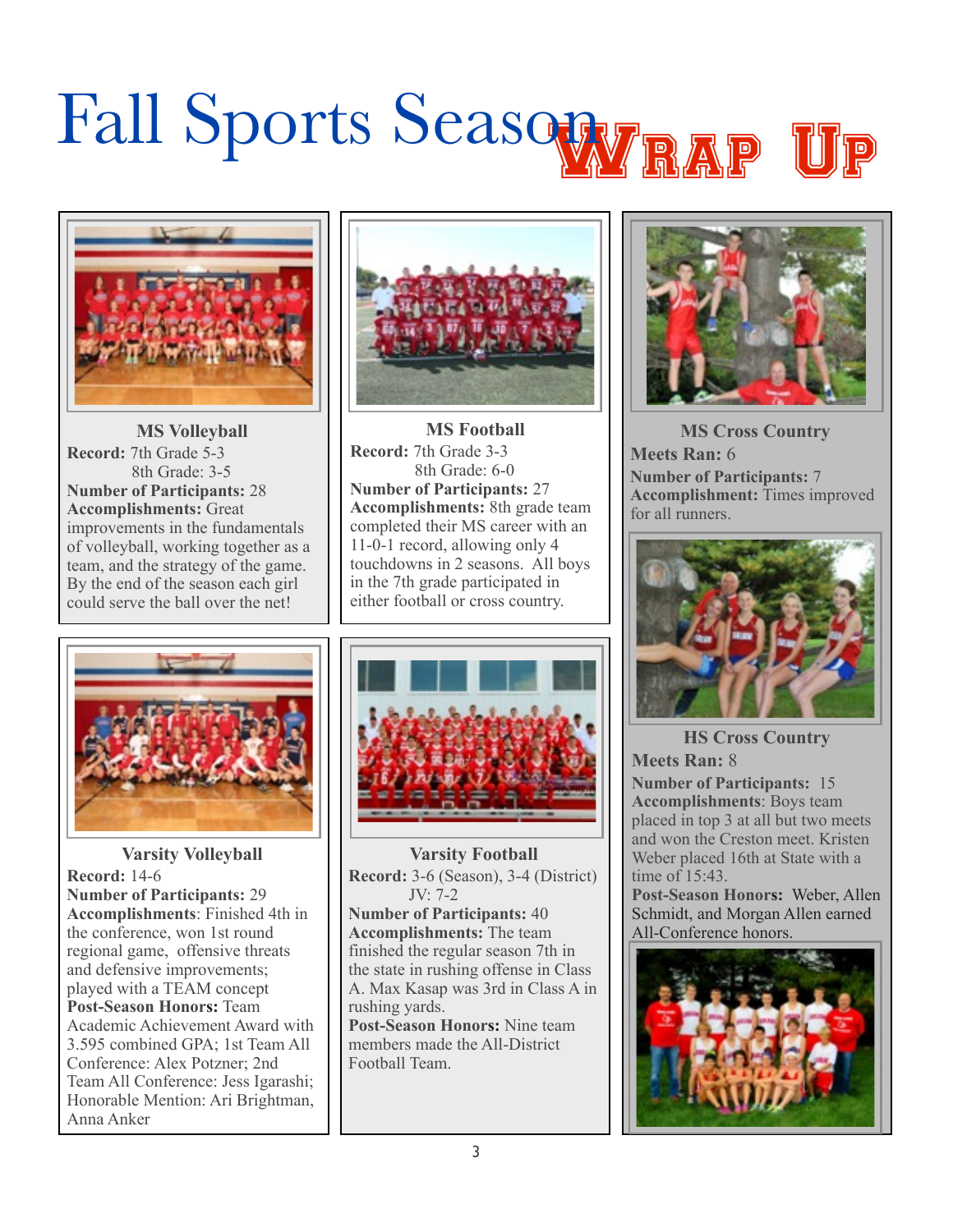# Fall Sports Season Wrap Up

### MS Volleyball

**Record:** 7th Grade 5-3
8th Grade: 3-5
**Number of Participants:** 28
**Accomplishments:** Great improvements in the fundamentals of volleyball, working together as a team, and the strategy of the game. By the end of the season each girl could serve the ball over the net!

### MS Football

**Record:** 7th Grade 3-3
8th Grade: 6-0
**Number of Participants:** 27
**Accomplishments:** 8th grade team completed their MS career with an 11-0-1 record, allowing only 4 touchdowns in 2 seasons. All boys in the 7th grade participated in either football or cross country.

### Varsity Volleyball

**Record:** 14-6
**Number of Participants:** 29
**Accomplishments**: Finished 4th in the conference, won 1st round regional game, offensive threats and defensive improvements; played with a TEAM concept
**Post-Season Honors:** Team Academic Achievement Award with 3.595 combined GPA; 1st Team All Conference: Alex Potzner; 2nd Team All Conference: Jess Igarashi; Honorable Mention: Ari Brightman, Anna Anker

### Varsity Football

**Record:** 3-6 (Season), 3-4 (District)
JV: 7-2
**Number of Participants:** 40
**Accomplishments:** The team finished the regular season 7th in the state in rushing offense in Class A. Max Kasap was 3rd in Class A in rushing yards.
**Post-Season Honors:** Nine team members made the All-District Football Team.

### MS Cross Country

**Meets Ran:** 6
**Number of Participants:** 7
**Accomplishment:** Times improved for all runners.

### HS Cross Country

**Meets Ran:** 8
**Number of Participants:** 15
**Accomplishments**: Boys team placed in top 3 at all but two meets and won the Creston meet. Kristen Weber placed 16th at State with a time of 15:43.
**Post-Season Honors:** Weber, Allen Schmidt, and Morgan Allen earned All-Conference honors.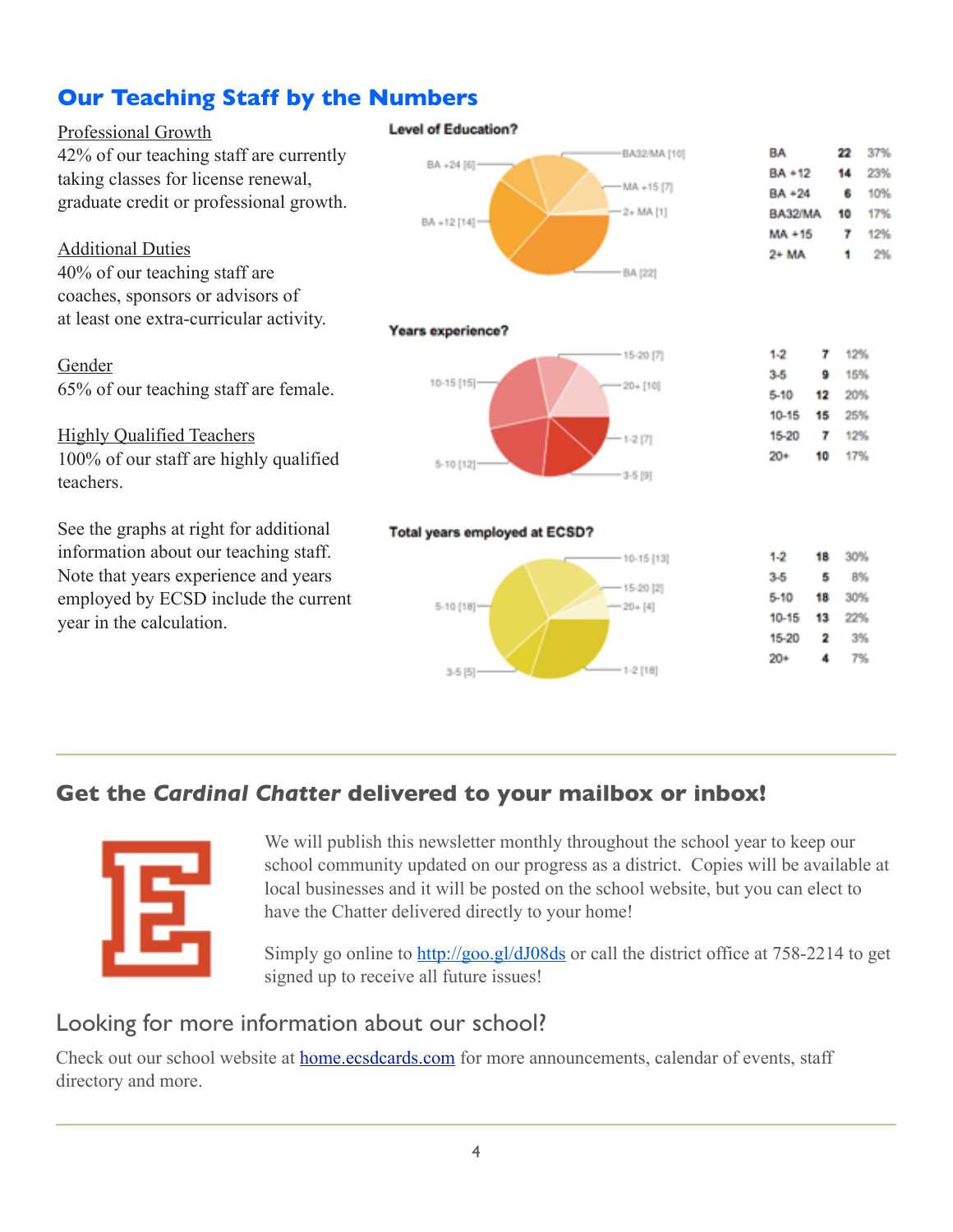## Our Teaching Staff by the Numbers

Professional Growth
42% of our teaching staff are currently taking classes for license renewal, graduate credit or professional growth.

Additional Duties
40% of our teaching staff are coaches, sponsors or advisors of at least one extra-curricular activity.

Gender
65% of our teaching staff are female.

Highly Qualified Teachers
100% of our staff are highly qualified teachers.

See the graphs at right for additional information about our teaching staff. Note that years experience and years employed by ECSD include the current year in the calculation.

**Level of Education?**

BA32/MA [10]
BA +24 [6]
MA +15 [7]
2+ MA [1]
BA +12 [14]
BA [22]

BA 22 37%
BA +12 14 23%
BA +24 6 10%
BA32/MA 10 17%
MA +15 7 12%
2+ MA 1 2%

**Years experience?**

15-20 [7]
10-15 [15]
20+ [10]
1-2 [7]
5-10 [12]
3-5 [9]

1-2 7 12%
3-5 9 15%
5-10 12 20%
10-15 15 25%
15-20 7 12%
20+ 10 17%

**Total years employed at ECSD?**

10-15 [13]
15-20 [2]
5-10 [18]
20+ [4]
1-2 [18]
3-5 [5]

1-2 18 30%
3-5 5 8%
5-10 18 30%
10-15 13 22%
15-20 2 3%
20+ 4 7%

---

## Get the *Cardinal Chatter* delivered to your mailbox or inbox!

We will publish this newsletter monthly throughout the school year to keep our school community updated on our progress as a district. Copies will be available at local businesses and it will be posted on the school website, but you can elect to have the Chatter delivered directly to your home!

Simply go online to [http://goo.gl/dJ08ds](http://goo.gl/dJ08ds) or call the district office at 758-2214 to get signed up to receive all future issues!

## Looking for more information about our school?

Check out our school website at [home.ecsdcards.com](http://home.ecsdcards.com) for more announcements, calendar of events, staff directory and more.